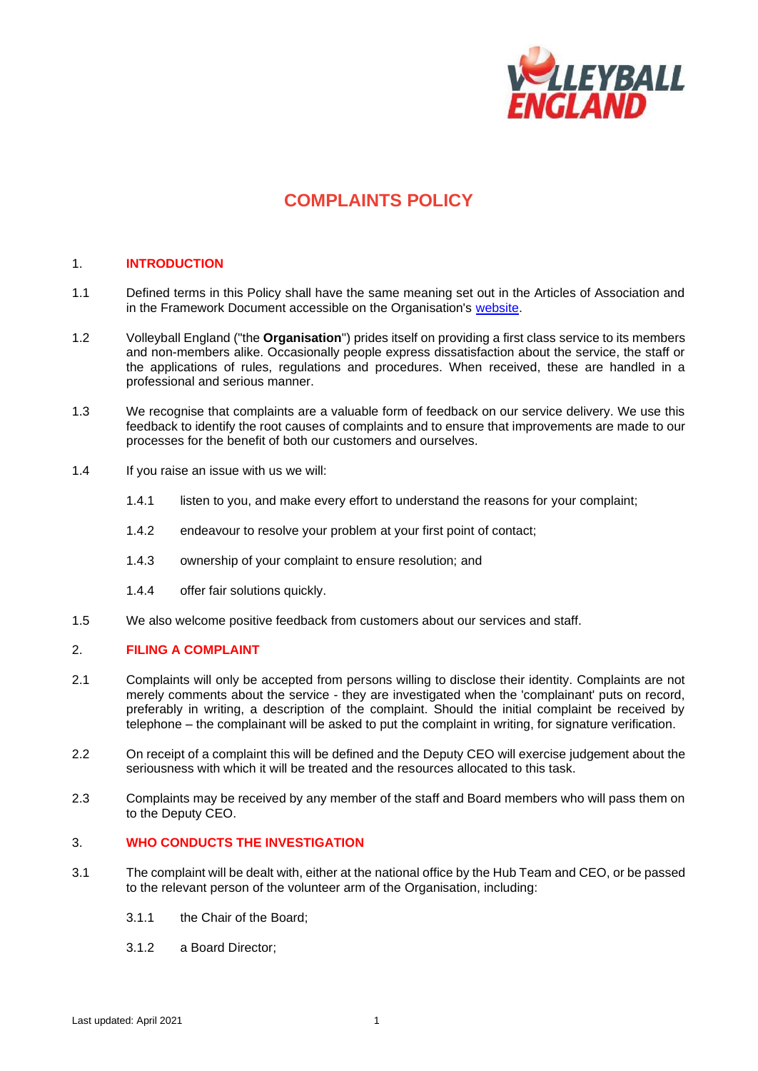# COMPLAINTS POLICY

## 1. INTRODUCTION

1.1 Defined terms in this Policy shall have the same meaning set out in the Articles of Association and in the Framework Document accessible on the Organisation's website.

1.2 Volleyball England ("the **Organisation**") prides itself on providing a first class service to its members and non-members alike. Occasionally people express dissatisfaction about the service, the staff or the applications of rules, regulations and procedures. When received, these are handled in a professional and serious manner.

1.3 We recognise that complaints are a valuable form of feedback on our service delivery. We use this feedback to identify the root causes of complaints and to ensure that improvements are made to our processes for the benefit of both our customers and ourselves.

1.4 If you raise an issue with us we will:

1.4.1 listen to you, and make every effort to understand the reasons for your complaint;

1.4.2 endeavour to resolve your problem at your first point of contact;

1.4.3 ownership of your complaint to ensure resolution; and

1.4.4 offer fair solutions quickly.

1.5 We also welcome positive feedback from customers about our services and staff.

## 2. FILING A COMPLAINT

2.1 Complaints will only be accepted from persons willing to disclose their identity. Complaints are not merely comments about the service - they are investigated when the 'complainant' puts on record, preferably in writing, a description of the complaint. Should the initial complaint be received by telephone – the complainant will be asked to put the complaint in writing, for signature verification.

2.2 On receipt of a complaint this will be defined and the Deputy CEO will exercise judgement about the seriousness with which it will be treated and the resources allocated to this task.

2.3 Complaints may be received by any member of the staff and Board members who will pass them on to the Deputy CEO.

## 3. WHO CONDUCTS THE INVESTIGATION

3.1 The complaint will be dealt with, either at the national office by the Hub Team and CEO, or be passed to the relevant person of the volunteer arm of the Organisation, including:

3.1.1 the Chair of the Board;

3.1.2 a Board Director;

Last updated: April 2021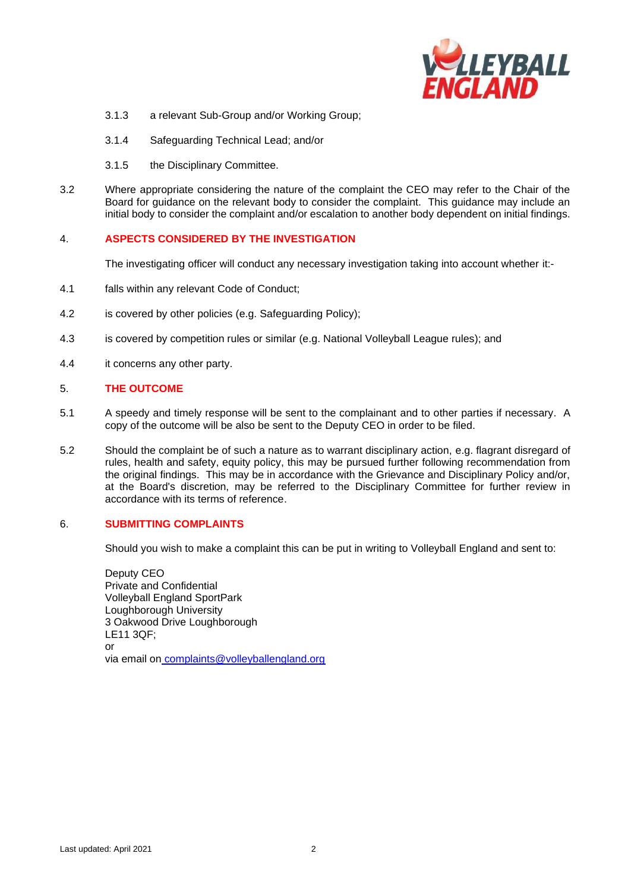3.1.3 a relevant Sub-Group and/or Working Group;

3.1.4 Safeguarding Technical Lead; and/or

3.1.5 the Disciplinary Committee.

3.2 Where appropriate considering the nature of the complaint the CEO may refer to the Chair of the Board for guidance on the relevant body to consider the complaint. This guidance may include an initial body to consider the complaint and/or escalation to another body dependent on initial findings.

## 4. ASPECTS CONSIDERED BY THE INVESTIGATION

The investigating officer will conduct any necessary investigation taking into account whether it:-

4.1 falls within any relevant Code of Conduct;

4.2 is covered by other policies (e.g. Safeguarding Policy);

4.3 is covered by competition rules or similar (e.g. National Volleyball League rules); and

4.4 it concerns any other party.

## 5. THE OUTCOME

5.1 A speedy and timely response will be sent to the complainant and to other parties if necessary. A copy of the outcome will be also be sent to the Deputy CEO in order to be filed.

5.2 Should the complaint be of such a nature as to warrant disciplinary action, e.g. flagrant disregard of rules, health and safety, equity policy, this may be pursued further following recommendation from the original findings. This may be in accordance with the Grievance and Disciplinary Policy and/or, at the Board's discretion, may be referred to the Disciplinary Committee for further review in accordance with its terms of reference.

## 6. SUBMITTING COMPLAINTS

Should you wish to make a complaint this can be put in writing to Volleyball England and sent to:

Deputy CEO
Private and Confidential
Volleyball England SportPark
Loughborough University
3 Oakwood Drive Loughborough
LE11 3QF;
or
via email on complaints@volleyballengland.org

Last updated: April 2021